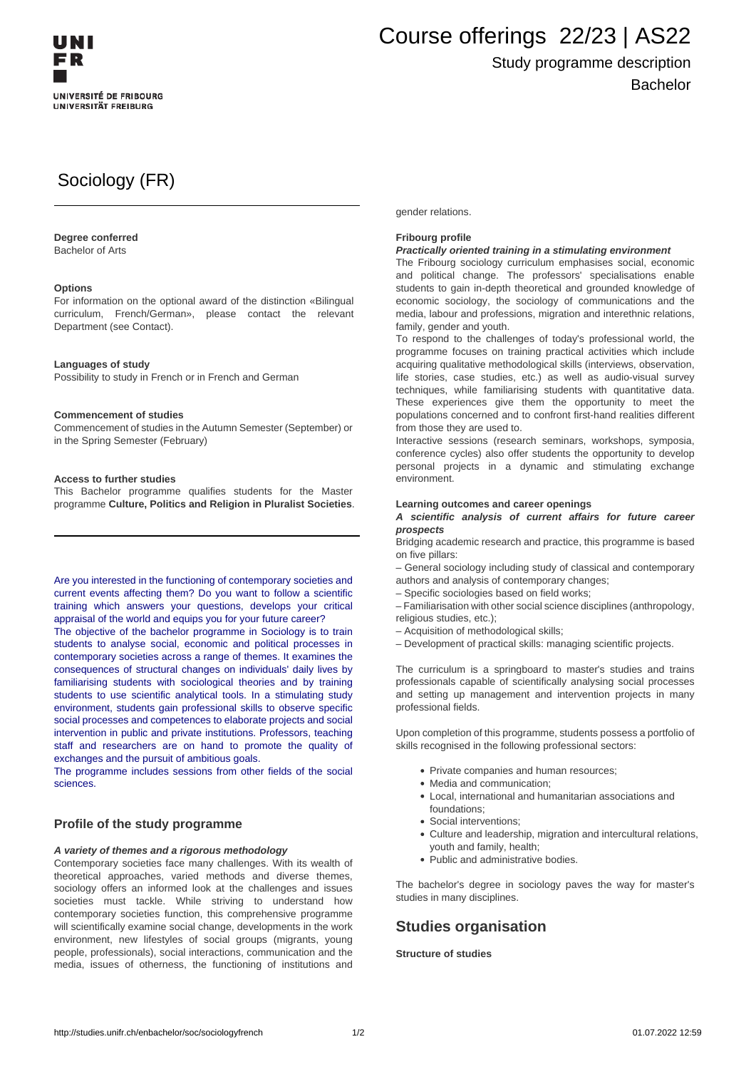# Course offerings 22/23 | AS22

Study programme description

Bachelor

# Sociology (FR)

**Degree conferred**
Bachelor of Arts

**Options**
For information on the optional award of the distinction «Bilingual curriculum, French/German», please contact the relevant Department (see Contact).

**Languages of study**
Possibility to study in French or in French and German

**Commencement of studies**
Commencement of studies in the Autumn Semester (September) or in the Spring Semester (February)

**Access to further studies**
This Bachelor programme qualifies students for the Master programme **Culture, Politics and Religion in Pluralist Societies**.

Are you interested in the functioning of contemporary societies and current events affecting them? Do you want to follow a scientific training which answers your questions, develops your critical appraisal of the world and equips you for your future career?
The objective of the bachelor programme in Sociology is to train students to analyse social, economic and political processes in contemporary societies across a range of themes. It examines the consequences of structural changes on individuals' daily lives by familiarising students with sociological theories and by training students to use scientific analytical tools. In a stimulating study environment, students gain professional skills to observe specific social processes and competences to elaborate projects and social intervention in public and private institutions. Professors, teaching staff and researchers are on hand to promote the quality of exchanges and the pursuit of ambitious goals.
The programme includes sessions from other fields of the social sciences.

## Profile of the study programme

***A variety of themes and a rigorous methodology***
Contemporary societies face many challenges. With its wealth of theoretical approaches, varied methods and diverse themes, sociology offers an informed look at the challenges and issues societies must tackle. While striving to understand how contemporary societies function, this comprehensive programme will scientifically examine social change, developments in the work environment, new lifestyles of social groups (migrants, young people, professionals), social interactions, communication and the media, issues of otherness, the functioning of institutions and gender relations.

**Fribourg profile**
***Practically oriented training in a stimulating environment***
The Fribourg sociology curriculum emphasises social, economic and political change. The professors' specialisations enable students to gain in-depth theoretical and grounded knowledge of economic sociology, the sociology of communications and the media, labour and professions, migration and interethnic relations, family, gender and youth.
To respond to the challenges of today's professional world, the programme focuses on training practical activities which include acquiring qualitative methodological skills (interviews, observation, life stories, case studies, etc.) as well as audio-visual survey techniques, while familiarising students with quantitative data. These experiences give them the opportunity to meet the populations concerned and to confront first-hand realities different from those they are used to.
Interactive sessions (research seminars, workshops, symposia, conference cycles) also offer students the opportunity to develop personal projects in a dynamic and stimulating exchange environment.

**Learning outcomes and career openings**
***A scientific analysis of current affairs for future career prospects***
Bridging academic research and practice, this programme is based on five pillars:
– General sociology including study of classical and contemporary authors and analysis of contemporary changes;
– Specific sociologies based on field works;
– Familiarisation with other social science disciplines (anthropology, religious studies, etc.);
– Acquisition of methodological skills;
– Development of practical skills: managing scientific projects.

The curriculum is a springboard to master's studies and trains professionals capable of scientifically analysing social processes and setting up management and intervention projects in many professional fields.

Upon completion of this programme, students possess a portfolio of skills recognised in the following professional sectors:

- Private companies and human resources;
- Media and communication;
- Local, international and humanitarian associations and foundations;
- Social interventions;
- Culture and leadership, migration and intercultural relations, youth and family, health;
- Public and administrative bodies.

The bachelor's degree in sociology paves the way for master's studies in many disciplines.

## Studies organisation

**Structure of studies**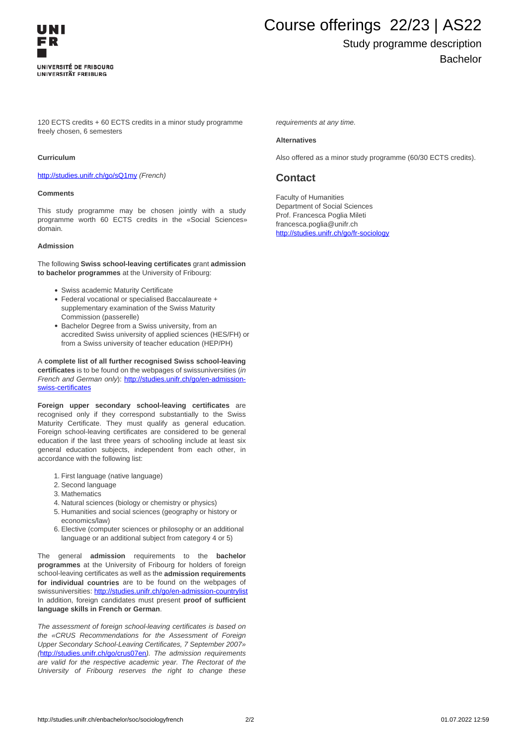120 ECTS credits + 60 ECTS credits in a minor study programme freely chosen, 6 semesters

**Curriculum**

http://studies.unifr.ch/go/sQ1my *(French)*

**Comments**

This study programme may be chosen jointly with a study programme worth 60 ECTS credits in the «Social Sciences» domain.

**Admission**

The following **Swiss school-leaving certificates** grant **admission to bachelor programmes** at the University of Fribourg:

- Swiss academic Maturity Certificate
- Federal vocational or specialised Baccalaureate + supplementary examination of the Swiss Maturity Commission (passerelle)
- Bachelor Degree from a Swiss university, from an accredited Swiss university of applied sciences (HES/FH) or from a Swiss university of teacher education (HEP/PH)

A **complete list of all further recognised Swiss school-leaving certificates** is to be found on the webpages of swissuniversities (*in French and German only*): http://studies.unifr.ch/go/en-admission-swiss-certificates

**Foreign upper secondary school-leaving certificates** are recognised only if they correspond substantially to the Swiss Maturity Certificate. They must qualify as general education. Foreign school-leaving certificates are considered to be general education if the last three years of schooling include at least six general education subjects, independent from each other, in accordance with the following list:

1. First language (native language)
2. Second language
3. Mathematics
4. Natural sciences (biology or chemistry or physics)
5. Humanities and social sciences (geography or history or economics/law)
6. Elective (computer sciences or philosophy or an additional language or an additional subject from category 4 or 5)

The general **admission** requirements to the **bachelor programmes** at the University of Fribourg for holders of foreign school-leaving certificates as well as the **admission requirements for individual countries** are to be found on the webpages of swissuniversities: http://studies.unifr.ch/go/en-admission-countrylist In addition, foreign candidates must present **proof of sufficient language skills in French or German**.

*The assessment of foreign school-leaving certificates is based on the «CRUS Recommendations for the Assessment of Foreign Upper Secondary School-Leaving Certificates, 7 September 2007» (*http://studies.unifr.ch/go/crus07en*). The admission requirements are valid for the respective academic year. The Rectorat of the University of Fribourg reserves the right to change these requirements at any time.*

**Alternatives**

Also offered as a minor study programme (60/30 ECTS credits).

## Contact

Faculty of Humanities
Department of Social Sciences
Prof. Francesca Poglia Mileti
francesca.poglia@unifr.ch
http://studies.unifr.ch/go/fr-sociology